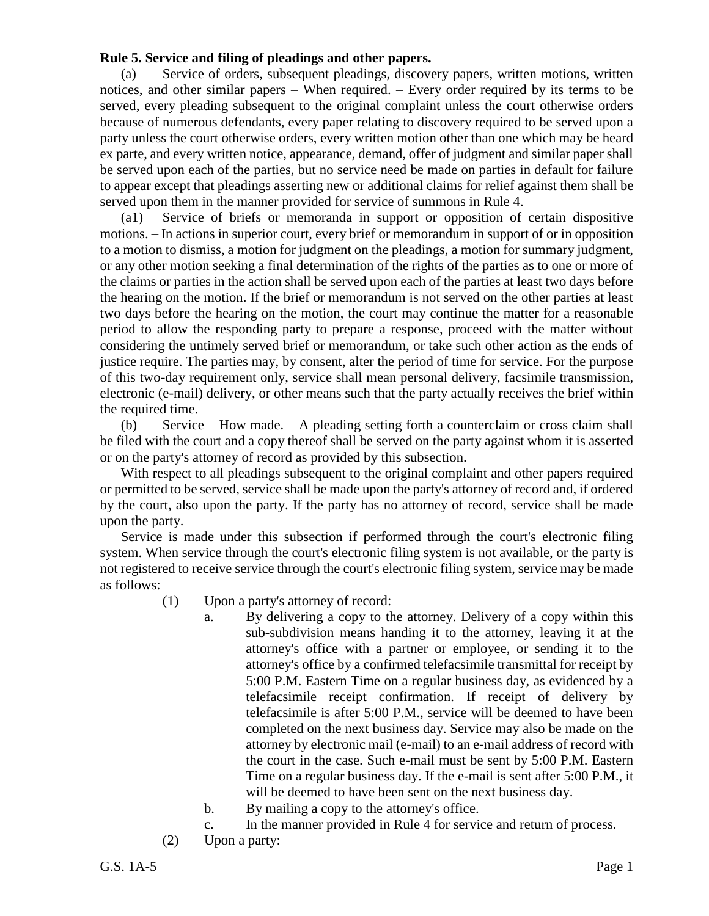**Rule 5. Service and filing of pleadings and other papers.**

(a) Service of orders, subsequent pleadings, discovery papers, written motions, written notices, and other similar papers – When required. – Every order required by its terms to be served, every pleading subsequent to the original complaint unless the court otherwise orders because of numerous defendants, every paper relating to discovery required to be served upon a party unless the court otherwise orders, every written motion other than one which may be heard ex parte, and every written notice, appearance, demand, offer of judgment and similar paper shall be served upon each of the parties, but no service need be made on parties in default for failure to appear except that pleadings asserting new or additional claims for relief against them shall be served upon them in the manner provided for service of summons in Rule 4.

(a1) Service of briefs or memoranda in support or opposition of certain dispositive motions. – In actions in superior court, every brief or memorandum in support of or in opposition to a motion to dismiss, a motion for judgment on the pleadings, a motion for summary judgment, or any other motion seeking a final determination of the rights of the parties as to one or more of the claims or parties in the action shall be served upon each of the parties at least two days before the hearing on the motion. If the brief or memorandum is not served on the other parties at least two days before the hearing on the motion, the court may continue the matter for a reasonable period to allow the responding party to prepare a response, proceed with the matter without considering the untimely served brief or memorandum, or take such other action as the ends of justice require. The parties may, by consent, alter the period of time for service. For the purpose of this two-day requirement only, service shall mean personal delivery, facsimile transmission, electronic (e-mail) delivery, or other means such that the party actually receives the brief within the required time.

(b) Service – How made. – A pleading setting forth a counterclaim or cross claim shall be filed with the court and a copy thereof shall be served on the party against whom it is asserted or on the party's attorney of record as provided by this subsection.

With respect to all pleadings subsequent to the original complaint and other papers required or permitted to be served, service shall be made upon the party's attorney of record and, if ordered by the court, also upon the party. If the party has no attorney of record, service shall be made upon the party.

Service is made under this subsection if performed through the court's electronic filing system. When service through the court's electronic filing system is not available, or the party is not registered to receive service through the court's electronic filing system, service may be made as follows:

(1) Upon a party's attorney of record:

a. By delivering a copy to the attorney. Delivery of a copy within this sub-subdivision means handing it to the attorney, leaving it at the attorney's office with a partner or employee, or sending it to the attorney's office by a confirmed telefacsimile transmittal for receipt by 5:00 P.M. Eastern Time on a regular business day, as evidenced by a telefacsimile receipt confirmation. If receipt of delivery by telefacsimile is after 5:00 P.M., service will be deemed to have been completed on the next business day. Service may also be made on the attorney by electronic mail (e-mail) to an e-mail address of record with the court in the case. Such e-mail must be sent by 5:00 P.M. Eastern Time on a regular business day. If the e-mail is sent after 5:00 P.M., it will be deemed to have been sent on the next business day.

b. By mailing a copy to the attorney's office.

c. In the manner provided in Rule 4 for service and return of process.

(2) Upon a party: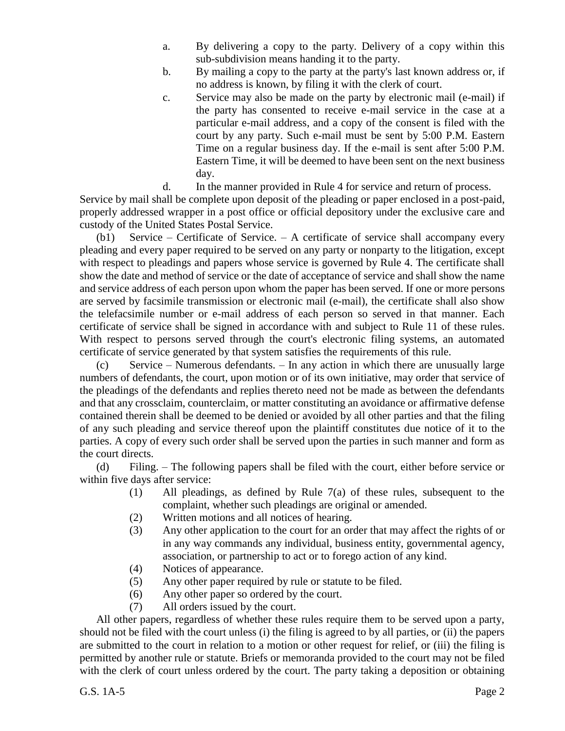a. By delivering a copy to the party. Delivery of a copy within this sub-subdivision means handing it to the party.

b. By mailing a copy to the party at the party's last known address or, if no address is known, by filing it with the clerk of court.

c. Service may also be made on the party by electronic mail (e-mail) if the party has consented to receive e-mail service in the case at a particular e-mail address, and a copy of the consent is filed with the court by any party. Such e-mail must be sent by 5:00 P.M. Eastern Time on a regular business day. If the e-mail is sent after 5:00 P.M. Eastern Time, it will be deemed to have been sent on the next business day.

d. In the manner provided in Rule 4 for service and return of process.

Service by mail shall be complete upon deposit of the pleading or paper enclosed in a post-paid, properly addressed wrapper in a post office or official depository under the exclusive care and custody of the United States Postal Service.

(b1) Service – Certificate of Service. – A certificate of service shall accompany every pleading and every paper required to be served on any party or nonparty to the litigation, except with respect to pleadings and papers whose service is governed by Rule 4. The certificate shall show the date and method of service or the date of acceptance of service and shall show the name and service address of each person upon whom the paper has been served. If one or more persons are served by facsimile transmission or electronic mail (e-mail), the certificate shall also show the telefacsimile number or e-mail address of each person so served in that manner. Each certificate of service shall be signed in accordance with and subject to Rule 11 of these rules. With respect to persons served through the court's electronic filing systems, an automated certificate of service generated by that system satisfies the requirements of this rule.

(c) Service – Numerous defendants. – In any action in which there are unusually large numbers of defendants, the court, upon motion or of its own initiative, may order that service of the pleadings of the defendants and replies thereto need not be made as between the defendants and that any crossclaim, counterclaim, or matter constituting an avoidance or affirmative defense contained therein shall be deemed to be denied or avoided by all other parties and that the filing of any such pleading and service thereof upon the plaintiff constitutes due notice of it to the parties. A copy of every such order shall be served upon the parties in such manner and form as the court directs.

(d) Filing. – The following papers shall be filed with the court, either before service or within five days after service:

(1) All pleadings, as defined by Rule 7(a) of these rules, subsequent to the complaint, whether such pleadings are original or amended.

(2) Written motions and all notices of hearing.

(3) Any other application to the court for an order that may affect the rights of or in any way commands any individual, business entity, governmental agency, association, or partnership to act or to forego action of any kind.

(4) Notices of appearance.

(5) Any other paper required by rule or statute to be filed.

(6) Any other paper so ordered by the court.

(7) All orders issued by the court.

All other papers, regardless of whether these rules require them to be served upon a party, should not be filed with the court unless (i) the filing is agreed to by all parties, or (ii) the papers are submitted to the court in relation to a motion or other request for relief, or (iii) the filing is permitted by another rule or statute. Briefs or memoranda provided to the court may not be filed with the clerk of court unless ordered by the court. The party taking a deposition or obtaining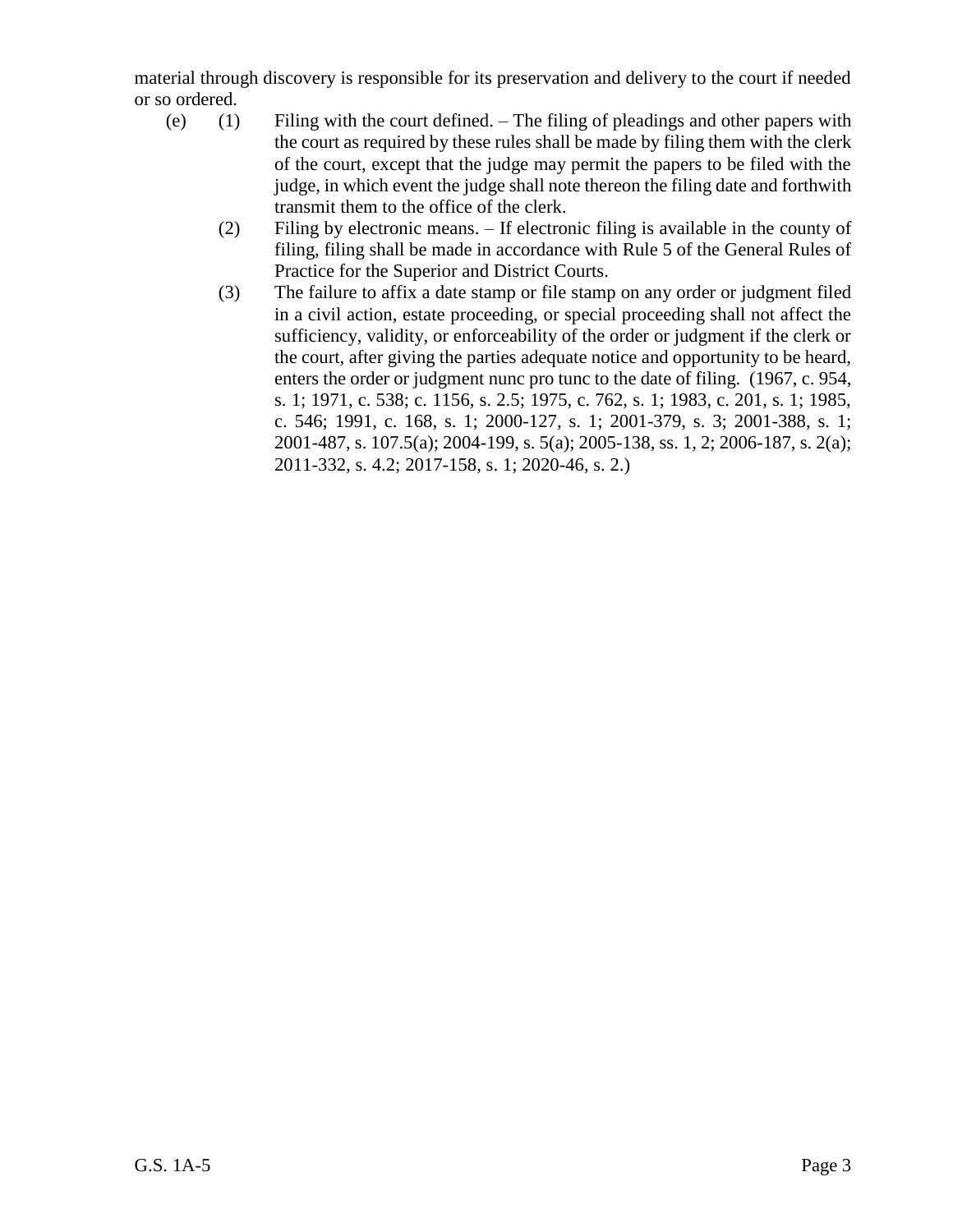material through discovery is responsible for its preservation and delivery to the court if needed or so ordered.

(e) (1) Filing with the court defined. – The filing of pleadings and other papers with the court as required by these rules shall be made by filing them with the clerk of the court, except that the judge may permit the papers to be filed with the judge, in which event the judge shall note thereon the filing date and forthwith transmit them to the office of the clerk.

(2) Filing by electronic means. – If electronic filing is available in the county of filing, filing shall be made in accordance with Rule 5 of the General Rules of Practice for the Superior and District Courts.

(3) The failure to affix a date stamp or file stamp on any order or judgment filed in a civil action, estate proceeding, or special proceeding shall not affect the sufficiency, validity, or enforceability of the order or judgment if the clerk or the court, after giving the parties adequate notice and opportunity to be heard, enters the order or judgment nunc pro tunc to the date of filing. (1967, c. 954, s. 1; 1971, c. 538; c. 1156, s. 2.5; 1975, c. 762, s. 1; 1983, c. 201, s. 1; 1985, c. 546; 1991, c. 168, s. 1; 2000-127, s. 1; 2001-379, s. 3; 2001-388, s. 1; 2001-487, s. 107.5(a); 2004-199, s. 5(a); 2005-138, ss. 1, 2; 2006-187, s. 2(a); 2011-332, s. 4.2; 2017-158, s. 1; 2020-46, s. 2.)